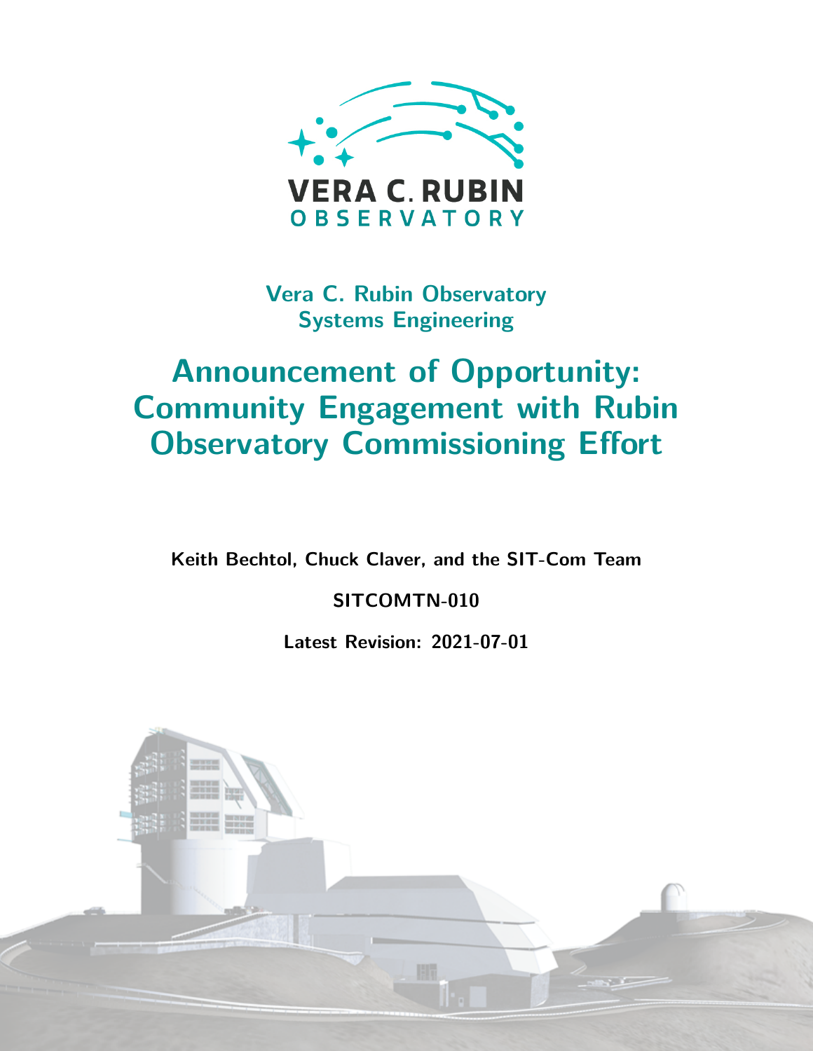# Vera C. Rubin Observatory
# Systems Engineering

# Announcement of Opportunity: Community Engagement with Rubin Observatory Commissioning Effort

**Keith Bechtol, Chuck Claver, and the SIT-Com Team**

**SITCOMTN-010**

**Latest Revision: 2021-07-01**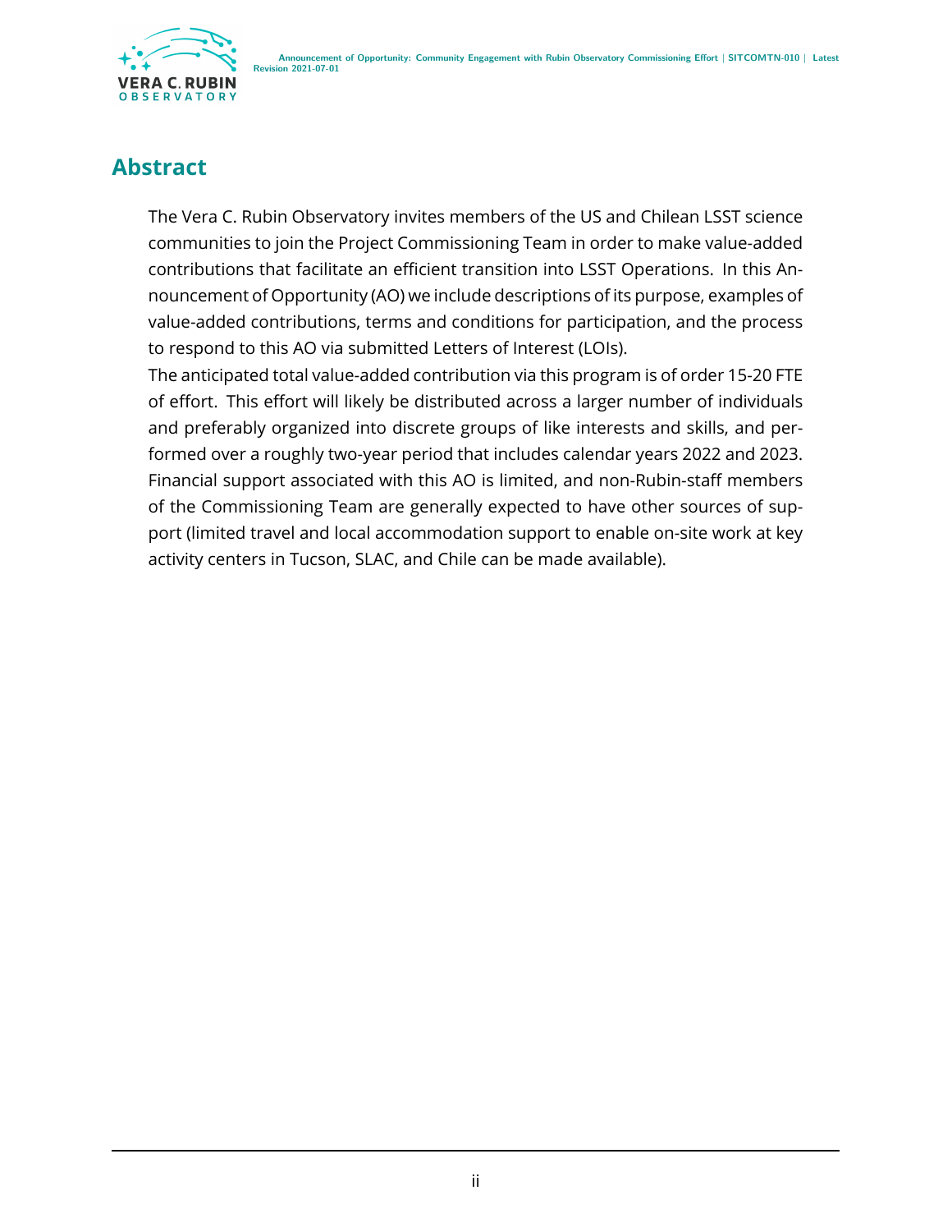# Abstract

The Vera C. Rubin Observatory invites members of the US and Chilean LSST science communities to join the Project Commissioning Team in order to make value-added contributions that facilitate an efficient transition into LSST Operations. In this Announcement of Opportunity (AO) we include descriptions of its purpose, examples of value-added contributions, terms and conditions for participation, and the process to respond to this AO via submitted Letters of Interest (LOIs).

The anticipated total value-added contribution via this program is of order 15-20 FTE of effort. This effort will likely be distributed across a larger number of individuals and preferably organized into discrete groups of like interests and skills, and performed over a roughly two-year period that includes calendar years 2022 and 2023. Financial support associated with this AO is limited, and non-Rubin-staff members of the Commissioning Team are generally expected to have other sources of support (limited travel and local accommodation support to enable on-site work at key activity centers in Tucson, SLAC, and Chile can be made available).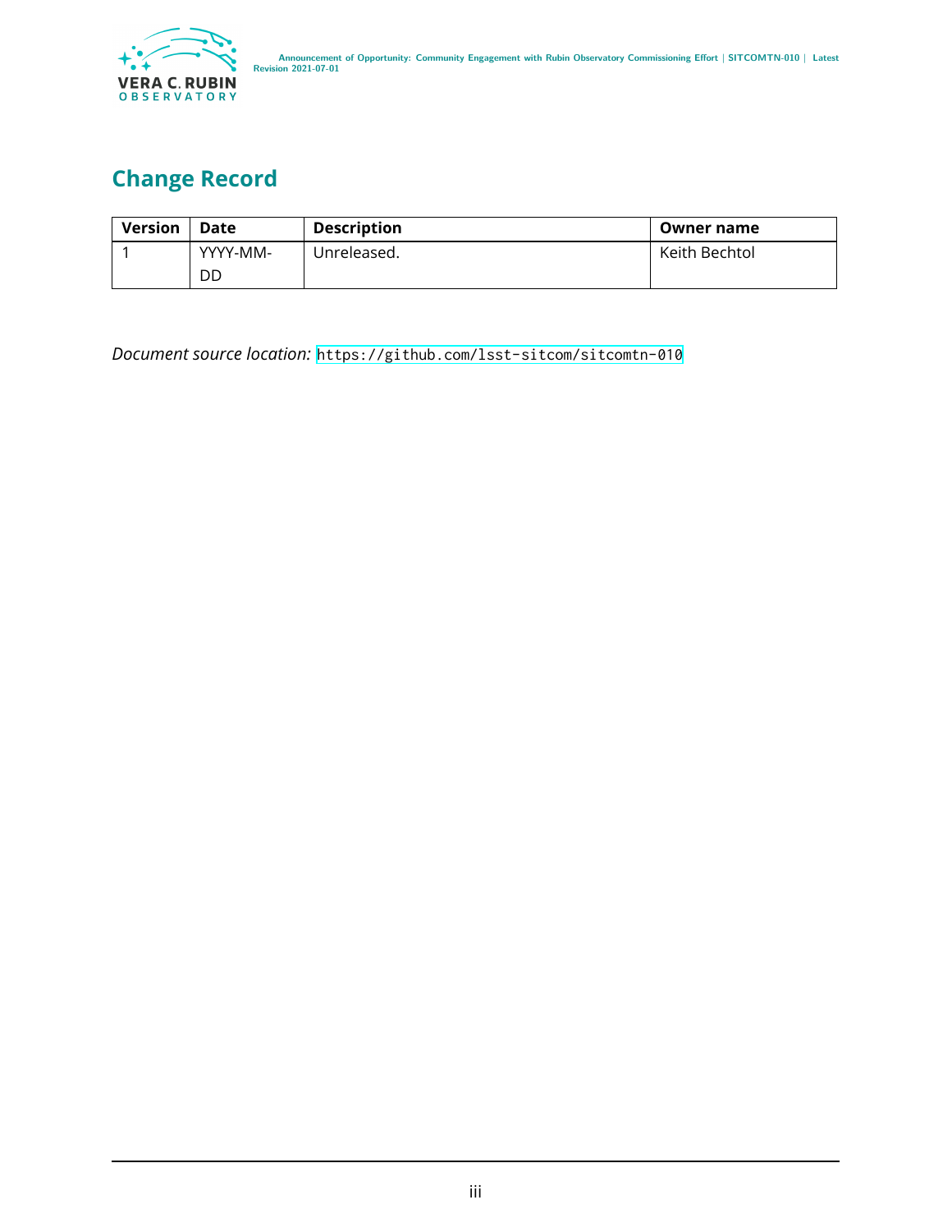# Change Record

| Version | Date | Description | Owner name |
|---|---|---|---|
| 1 | YYYY-MM-DD | Unreleased. | Keith Bechtol |

*Document source location:* https://github.com/lsst-sitcom/sitcomtn-010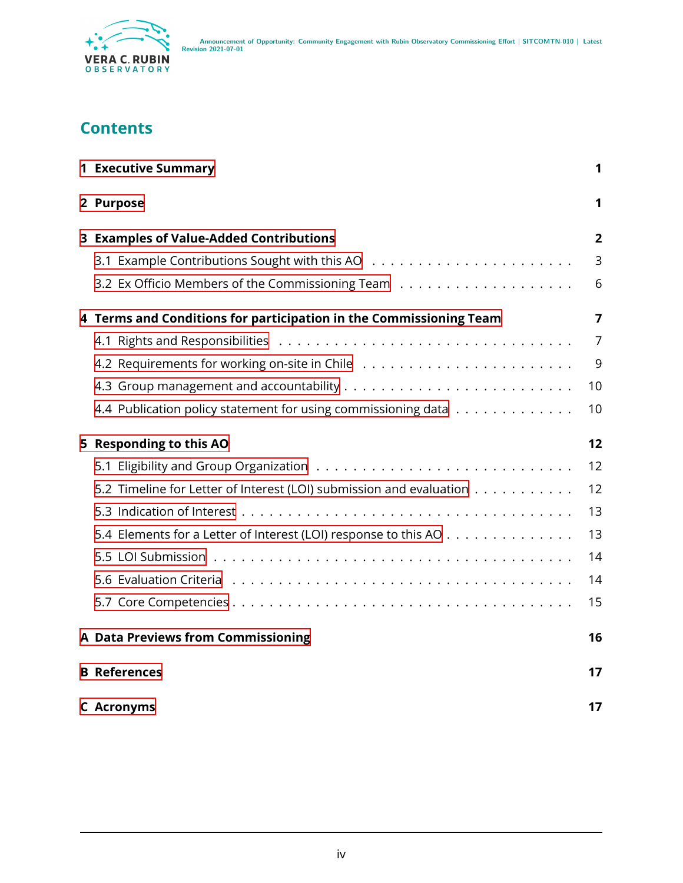## Contents

| | |
|---|---|
| **1 Executive Summary** | **1** |
| **2 Purpose** | **1** |
| **3 Examples of Value-Added Contributions** | **2** |
| 3.1 Example Contributions Sought with this AO | 3 |
| 3.2 Ex Officio Members of the Commissioning Team | 6 |
| **4 Terms and Conditions for participation in the Commissioning Team** | **7** |
| 4.1 Rights and Responsibilities | 7 |
| 4.2 Requirements for working on-site in Chile | 9 |
| 4.3 Group management and accountability | 10 |
| 4.4 Publication policy statement for using commissioning data | 10 |
| **5 Responding to this AO** | **12** |
| 5.1 Eligibility and Group Organization | 12 |
| 5.2 Timeline for Letter of Interest (LOI) submission and evaluation | 12 |
| 5.3 Indication of Interest | 13 |
| 5.4 Elements for a Letter of Interest (LOI) response to this AO | 13 |
| 5.5 LOI Submission | 14 |
| 5.6 Evaluation Criteria | 14 |
| 5.7 Core Competencies | 15 |
| **A Data Previews from Commissioning** | **16** |
| **B References** | **17** |
| **C Acronyms** | **17** |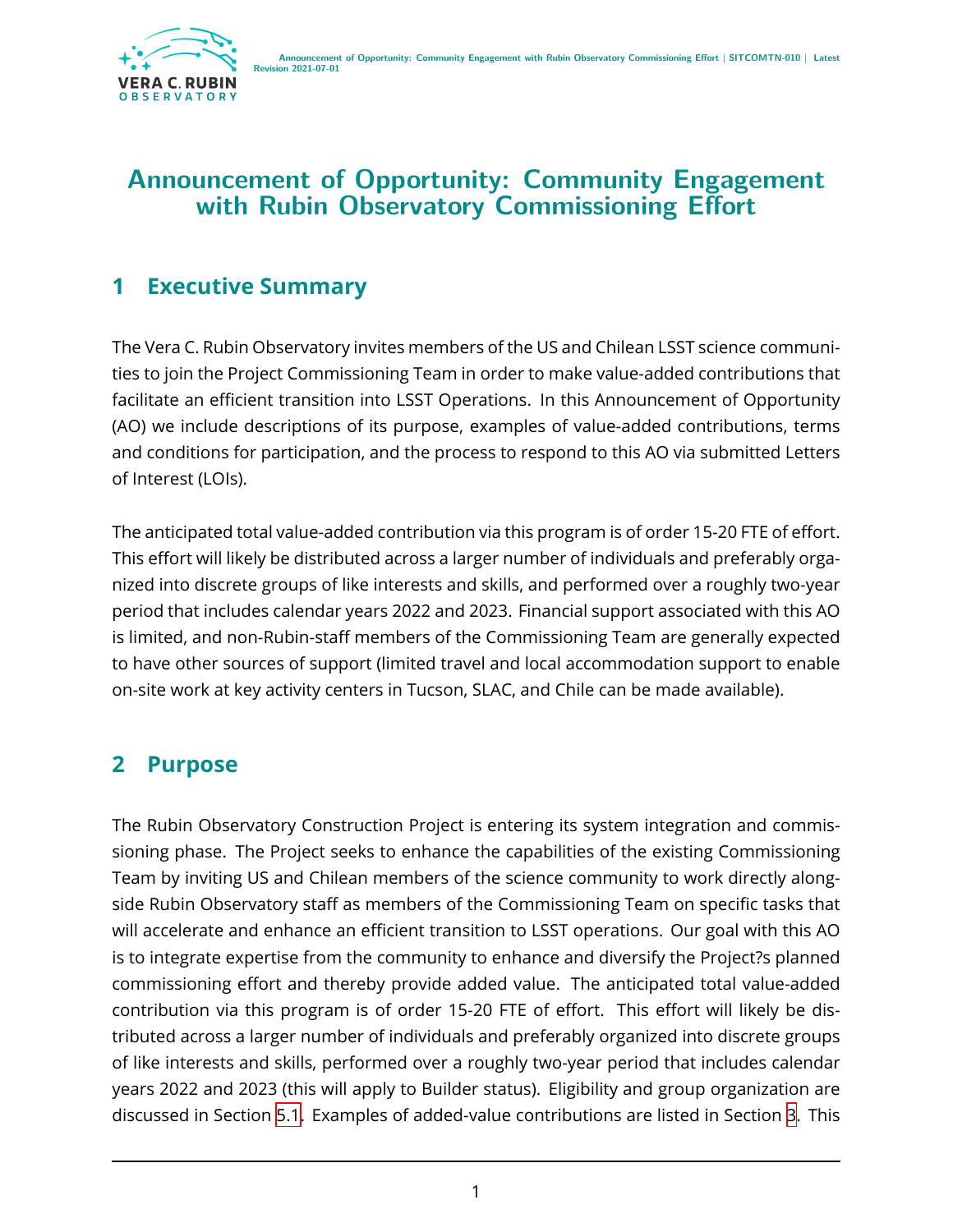# Announcement of Opportunity: Community Engagement with Rubin Observatory Commissioning Effort

## 1 Executive Summary

The Vera C. Rubin Observatory invites members of the US and Chilean LSST science communities to join the Project Commissioning Team in order to make value-added contributions that facilitate an efficient transition into LSST Operations. In this Announcement of Opportunity (AO) we include descriptions of its purpose, examples of value-added contributions, terms and conditions for participation, and the process to respond to this AO via submitted Letters of Interest (LOIs).

The anticipated total value-added contribution via this program is of order 15-20 FTE of effort. This effort will likely be distributed across a larger number of individuals and preferably organized into discrete groups of like interests and skills, and performed over a roughly two-year period that includes calendar years 2022 and 2023. Financial support associated with this AO is limited, and non-Rubin-staff members of the Commissioning Team are generally expected to have other sources of support (limited travel and local accommodation support to enable on-site work at key activity centers in Tucson, SLAC, and Chile can be made available).

## 2 Purpose

The Rubin Observatory Construction Project is entering its system integration and commissioning phase. The Project seeks to enhance the capabilities of the existing Commissioning Team by inviting US and Chilean members of the science community to work directly alongside Rubin Observatory staff as members of the Commissioning Team on specific tasks that will accelerate and enhance an efficient transition to LSST operations. Our goal with this AO is to integrate expertise from the community to enhance and diversify the Project?s planned commissioning effort and thereby provide added value. The anticipated total value-added contribution via this program is of order 15-20 FTE of effort. This effort will likely be distributed across a larger number of individuals and preferably organized into discrete groups of like interests and skills, performed over a roughly two-year period that includes calendar years 2022 and 2023 (this will apply to Builder status). Eligibility and group organization are discussed in Section 5.1. Examples of added-value contributions are listed in Section 3. This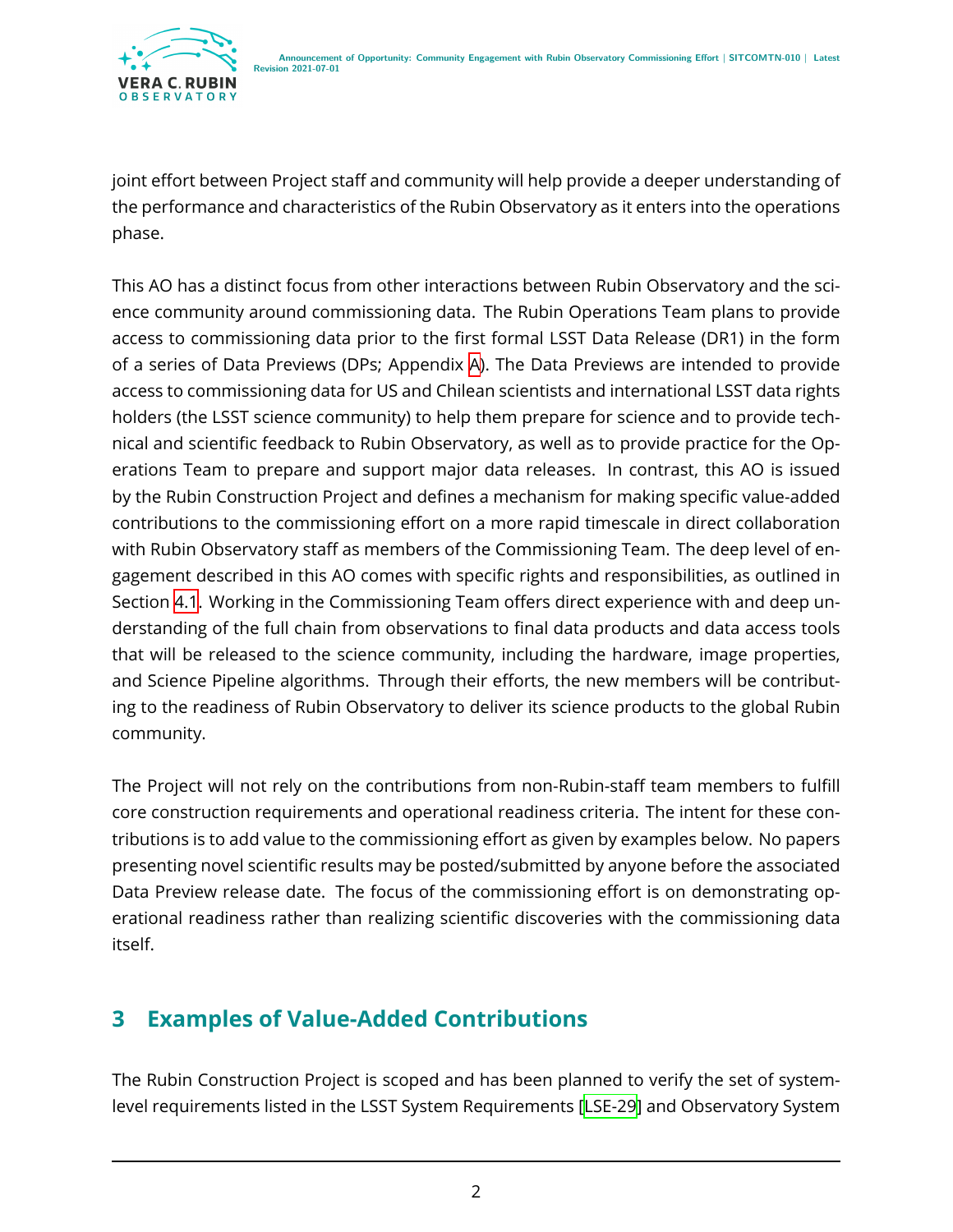joint effort between Project staff and community will help provide a deeper understanding of the performance and characteristics of the Rubin Observatory as it enters into the operations phase.

This AO has a distinct focus from other interactions between Rubin Observatory and the science community around commissioning data. The Rubin Operations Team plans to provide access to commissioning data prior to the first formal LSST Data Release (DR1) in the form of a series of Data Previews (DPs; Appendix A). The Data Previews are intended to provide access to commissioning data for US and Chilean scientists and international LSST data rights holders (the LSST science community) to help them prepare for science and to provide technical and scientific feedback to Rubin Observatory, as well as to provide practice for the Operations Team to prepare and support major data releases. In contrast, this AO is issued by the Rubin Construction Project and defines a mechanism for making specific value-added contributions to the commissioning effort on a more rapid timescale in direct collaboration with Rubin Observatory staff as members of the Commissioning Team. The deep level of engagement described in this AO comes with specific rights and responsibilities, as outlined in Section 4.1. Working in the Commissioning Team offers direct experience with and deep understanding of the full chain from observations to final data products and data access tools that will be released to the science community, including the hardware, image properties, and Science Pipeline algorithms. Through their efforts, the new members will be contributing to the readiness of Rubin Observatory to deliver its science products to the global Rubin community.

The Project will not rely on the contributions from non-Rubin-staff team members to fulfill core construction requirements and operational readiness criteria. The intent for these contributions is to add value to the commissioning effort as given by examples below. No papers presenting novel scientific results may be posted/submitted by anyone before the associated Data Preview release date. The focus of the commissioning effort is on demonstrating operational readiness rather than realizing scientific discoveries with the commissioning data itself.

## 3 Examples of Value-Added Contributions

The Rubin Construction Project is scoped and has been planned to verify the set of system-level requirements listed in the LSST System Requirements [LSE-29] and Observatory System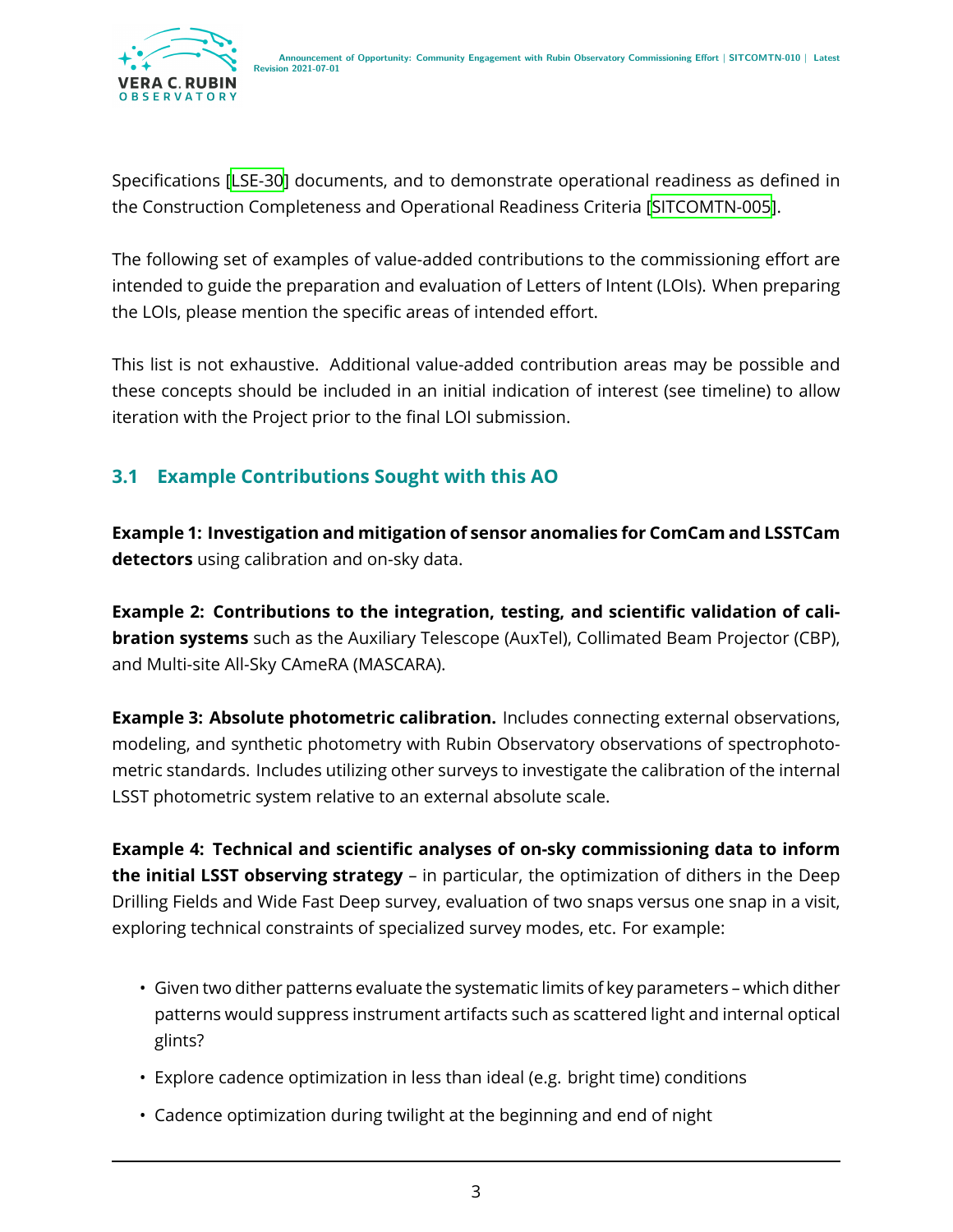Specifications [LSE-30] documents, and to demonstrate operational readiness as defined in the Construction Completeness and Operational Readiness Criteria [SITCOMTN-005].

The following set of examples of value-added contributions to the commissioning effort are intended to guide the preparation and evaluation of Letters of Intent (LOIs). When preparing the LOIs, please mention the specific areas of intended effort.

This list is not exhaustive. Additional value-added contribution areas may be possible and these concepts should be included in an initial indication of interest (see timeline) to allow iteration with the Project prior to the final LOI submission.

## 3.1 Example Contributions Sought with this AO

**Example 1: Investigation and mitigation of sensor anomalies for ComCam and LSSTCam detectors** using calibration and on-sky data.

**Example 2: Contributions to the integration, testing, and scientific validation of calibration systems** such as the Auxiliary Telescope (AuxTel), Collimated Beam Projector (CBP), and Multi-site All-Sky CAmeRA (MASCARA).

**Example 3: Absolute photometric calibration.** Includes connecting external observations, modeling, and synthetic photometry with Rubin Observatory observations of spectrophotometric standards. Includes utilizing other surveys to investigate the calibration of the internal LSST photometric system relative to an external absolute scale.

**Example 4: Technical and scientific analyses of on-sky commissioning data to inform the initial LSST observing strategy** – in particular, the optimization of dithers in the Deep Drilling Fields and Wide Fast Deep survey, evaluation of two snaps versus one snap in a visit, exploring technical constraints of specialized survey modes, etc. For example:

- Given two dither patterns evaluate the systematic limits of key parameters – which dither patterns would suppress instrument artifacts such as scattered light and internal optical glints?
- Explore cadence optimization in less than ideal (e.g. bright time) conditions
- Cadence optimization during twilight at the beginning and end of night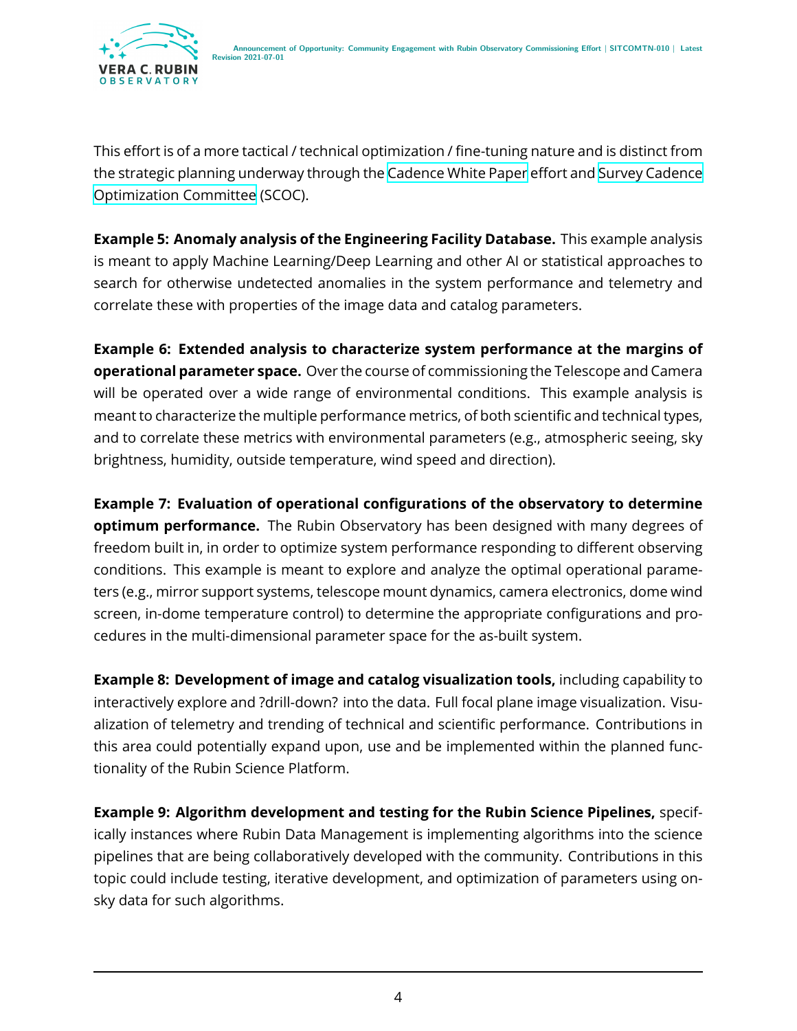This effort is of a more tactical / technical optimization / fine-tuning nature and is distinct from the strategic planning underway through the Cadence White Paper effort and Survey Cadence Optimization Committee (SCOC).

**Example 5: Anomaly analysis of the Engineering Facility Database.** This example analysis is meant to apply Machine Learning/Deep Learning and other AI or statistical approaches to search for otherwise undetected anomalies in the system performance and telemetry and correlate these with properties of the image data and catalog parameters.

**Example 6: Extended analysis to characterize system performance at the margins of operational parameter space.** Over the course of commissioning the Telescope and Camera will be operated over a wide range of environmental conditions. This example analysis is meant to characterize the multiple performance metrics, of both scientific and technical types, and to correlate these metrics with environmental parameters (e.g., atmospheric seeing, sky brightness, humidity, outside temperature, wind speed and direction).

**Example 7: Evaluation of operational configurations of the observatory to determine optimum performance.** The Rubin Observatory has been designed with many degrees of freedom built in, in order to optimize system performance responding to different observing conditions. This example is meant to explore and analyze the optimal operational parameters (e.g., mirror support systems, telescope mount dynamics, camera electronics, dome wind screen, in-dome temperature control) to determine the appropriate configurations and procedures in the multi-dimensional parameter space for the as-built system.

**Example 8: Development of image and catalog visualization tools,** including capability to interactively explore and ?drill-down? into the data. Full focal plane image visualization. Visualization of telemetry and trending of technical and scientific performance. Contributions in this area could potentially expand upon, use and be implemented within the planned functionality of the Rubin Science Platform.

**Example 9: Algorithm development and testing for the Rubin Science Pipelines,** specifically instances where Rubin Data Management is implementing algorithms into the science pipelines that are being collaboratively developed with the community. Contributions in this topic could include testing, iterative development, and optimization of parameters using on-sky data for such algorithms.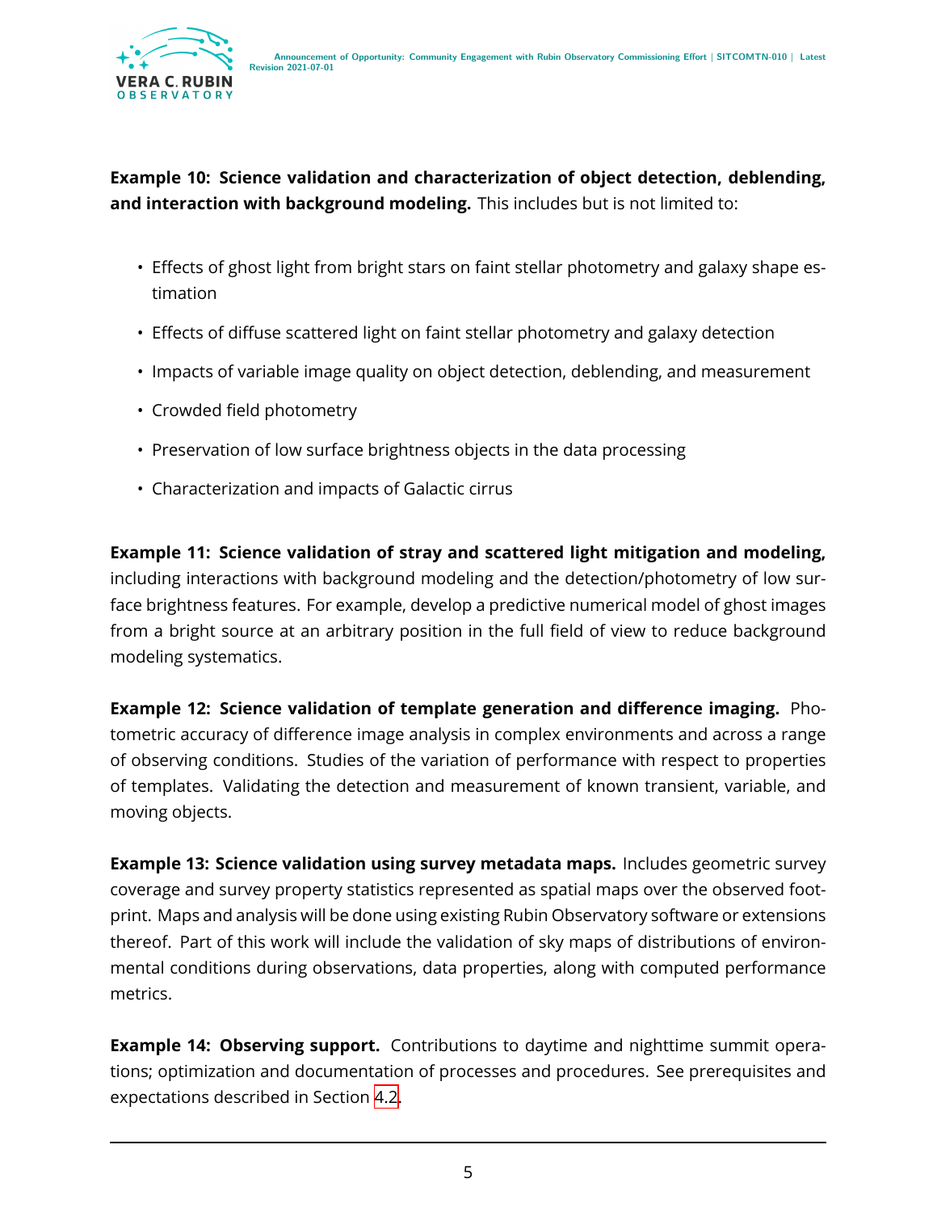**Example 10: Science validation and characterization of object detection, deblending, and interaction with background modeling.** This includes but is not limited to:

- Effects of ghost light from bright stars on faint stellar photometry and galaxy shape estimation
- Effects of diffuse scattered light on faint stellar photometry and galaxy detection
- Impacts of variable image quality on object detection, deblending, and measurement
- Crowded field photometry
- Preservation of low surface brightness objects in the data processing
- Characterization and impacts of Galactic cirrus

**Example 11: Science validation of stray and scattered light mitigation and modeling,** including interactions with background modeling and the detection/photometry of low surface brightness features. For example, develop a predictive numerical model of ghost images from a bright source at an arbitrary position in the full field of view to reduce background modeling systematics.

**Example 12: Science validation of template generation and difference imaging.** Photometric accuracy of difference image analysis in complex environments and across a range of observing conditions. Studies of the variation of performance with respect to properties of templates. Validating the detection and measurement of known transient, variable, and moving objects.

**Example 13: Science validation using survey metadata maps.** Includes geometric survey coverage and survey property statistics represented as spatial maps over the observed footprint. Maps and analysis will be done using existing Rubin Observatory software or extensions thereof. Part of this work will include the validation of sky maps of distributions of environmental conditions during observations, data properties, along with computed performance metrics.

**Example 14: Observing support.** Contributions to daytime and nighttime summit operations; optimization and documentation of processes and procedures. See prerequisites and expectations described in Section 4.2.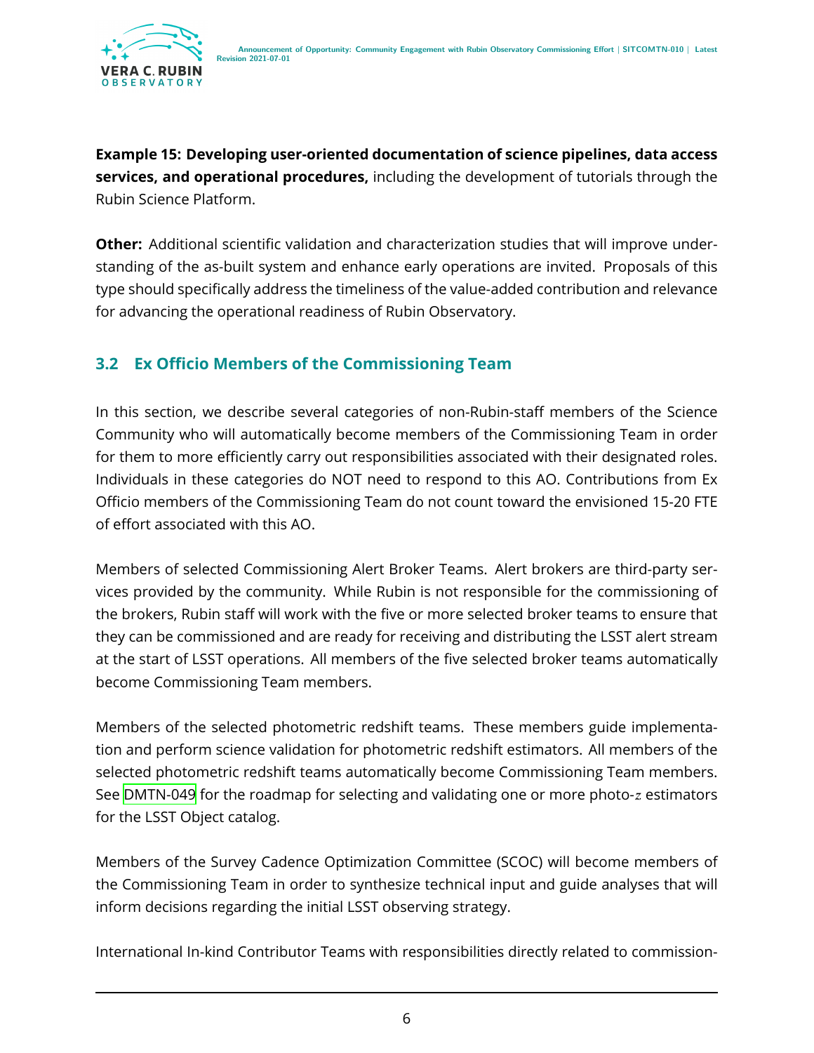**Example 15: Developing user-oriented documentation of science pipelines, data access services, and operational procedures,** including the development of tutorials through the Rubin Science Platform.

**Other:** Additional scientific validation and characterization studies that will improve understanding of the as-built system and enhance early operations are invited. Proposals of this type should specifically address the timeliness of the value-added contribution and relevance for advancing the operational readiness of Rubin Observatory.

## 3.2 Ex Officio Members of the Commissioning Team

In this section, we describe several categories of non-Rubin-staff members of the Science Community who will automatically become members of the Commissioning Team in order for them to more efficiently carry out responsibilities associated with their designated roles. Individuals in these categories do NOT need to respond to this AO. Contributions from Ex Officio members of the Commissioning Team do not count toward the envisioned 15-20 FTE of effort associated with this AO.

Members of selected Commissioning Alert Broker Teams. Alert brokers are third-party services provided by the community. While Rubin is not responsible for the commissioning of the brokers, Rubin staff will work with the five or more selected broker teams to ensure that they can be commissioned and are ready for receiving and distributing the LSST alert stream at the start of LSST operations. All members of the five selected broker teams automatically become Commissioning Team members.

Members of the selected photometric redshift teams. These members guide implementation and perform science validation for photometric redshift estimators. All members of the selected photometric redshift teams automatically become Commissioning Team members. See DMTN-049 for the roadmap for selecting and validating one or more photo-$z$ estimators for the LSST Object catalog.

Members of the Survey Cadence Optimization Committee (SCOC) will become members of the Commissioning Team in order to synthesize technical input and guide analyses that will inform decisions regarding the initial LSST observing strategy.

International In-kind Contributor Teams with responsibilities directly related to commission-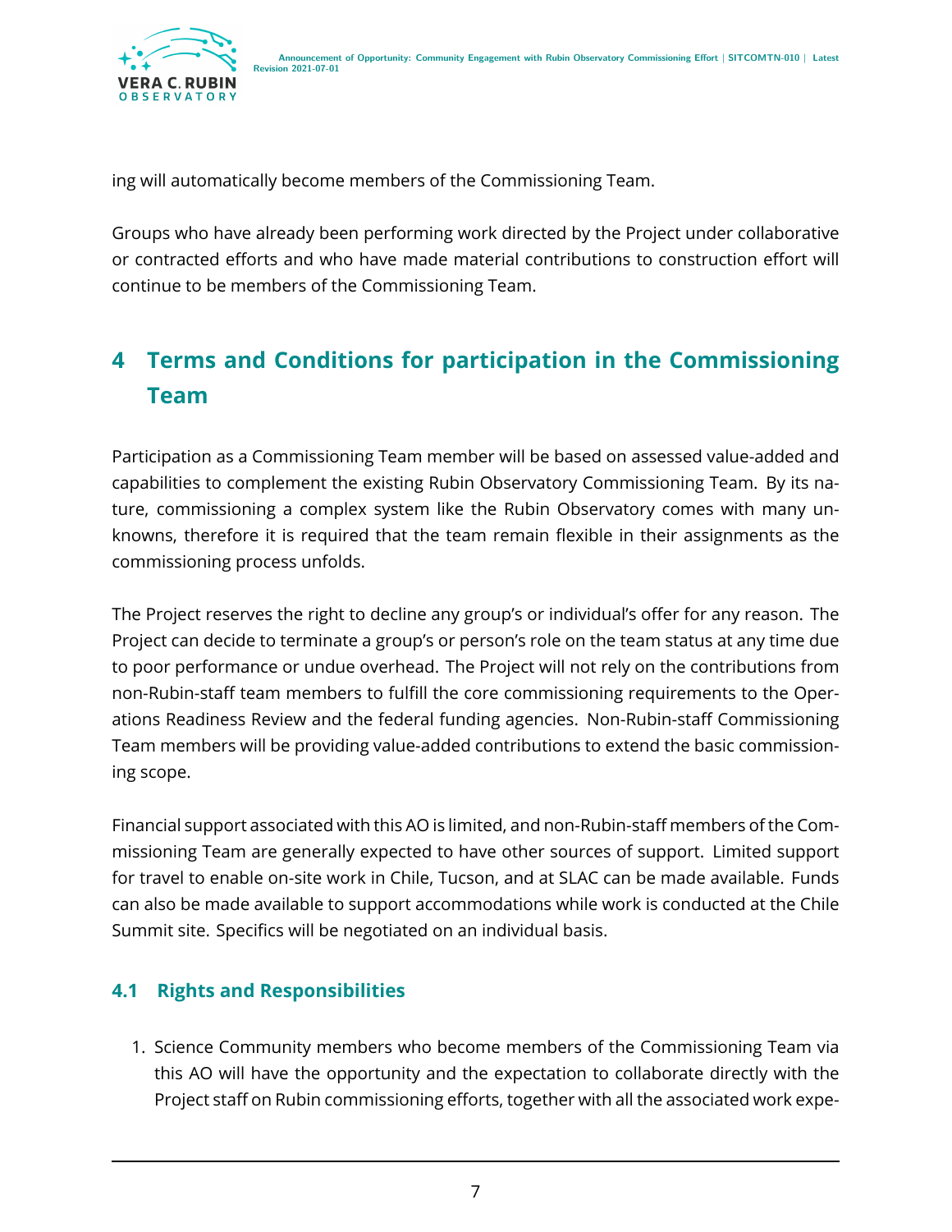ing will automatically become members of the Commissioning Team.

Groups who have already been performing work directed by the Project under collaborative or contracted efforts and who have made material contributions to construction effort will continue to be members of the Commissioning Team.

# 4 Terms and Conditions for participation in the Commissioning Team

Participation as a Commissioning Team member will be based on assessed value-added and capabilities to complement the existing Rubin Observatory Commissioning Team. By its nature, commissioning a complex system like the Rubin Observatory comes with many unknowns, therefore it is required that the team remain flexible in their assignments as the commissioning process unfolds.

The Project reserves the right to decline any group's or individual's offer for any reason. The Project can decide to terminate a group's or person's role on the team status at any time due to poor performance or undue overhead. The Project will not rely on the contributions from non-Rubin-staff team members to fulfill the core commissioning requirements to the Operations Readiness Review and the federal funding agencies. Non-Rubin-staff Commissioning Team members will be providing value-added contributions to extend the basic commissioning scope.

Financial support associated with this AO is limited, and non-Rubin-staff members of the Commissioning Team are generally expected to have other sources of support. Limited support for travel to enable on-site work in Chile, Tucson, and at SLAC can be made available. Funds can also be made available to support accommodations while work is conducted at the Chile Summit site. Specifics will be negotiated on an individual basis.

## 4.1 Rights and Responsibilities

1. Science Community members who become members of the Commissioning Team via this AO will have the opportunity and the expectation to collaborate directly with the Project staff on Rubin commissioning efforts, together with all the associated work expe-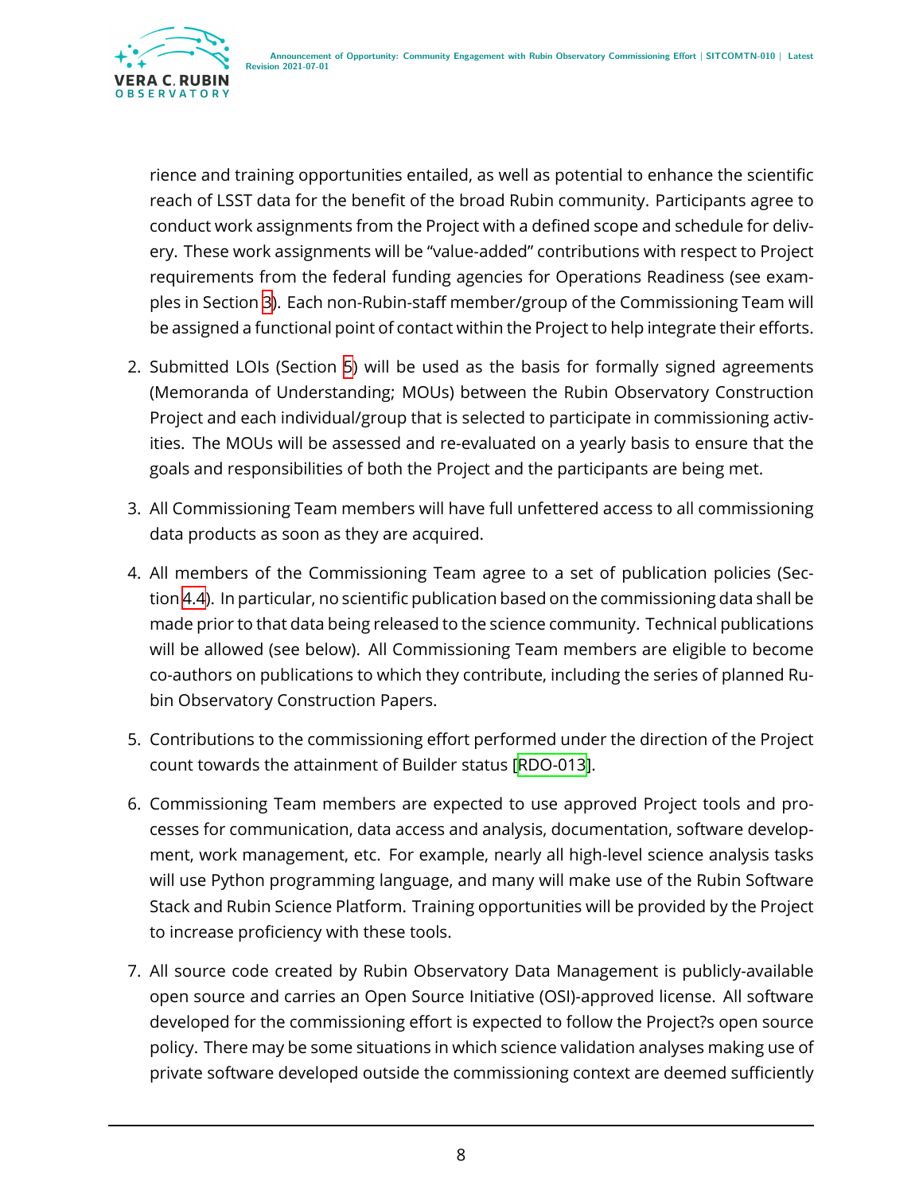rience and training opportunities entailed, as well as potential to enhance the scientific reach of LSST data for the benefit of the broad Rubin community. Participants agree to conduct work assignments from the Project with a defined scope and schedule for delivery. These work assignments will be "value-added" contributions with respect to Project requirements from the federal funding agencies for Operations Readiness (see examples in Section 3). Each non-Rubin-staff member/group of the Commissioning Team will be assigned a functional point of contact within the Project to help integrate their efforts.

2. Submitted LOIs (Section 5) will be used as the basis for formally signed agreements (Memoranda of Understanding; MOUs) between the Rubin Observatory Construction Project and each individual/group that is selected to participate in commissioning activities. The MOUs will be assessed and re-evaluated on a yearly basis to ensure that the goals and responsibilities of both the Project and the participants are being met.

3. All Commissioning Team members will have full unfettered access to all commissioning data products as soon as they are acquired.

4. All members of the Commissioning Team agree to a set of publication policies (Section 4.4). In particular, no scientific publication based on the commissioning data shall be made prior to that data being released to the science community. Technical publications will be allowed (see below). All Commissioning Team members are eligible to become co-authors on publications to which they contribute, including the series of planned Rubin Observatory Construction Papers.

5. Contributions to the commissioning effort performed under the direction of the Project count towards the attainment of Builder status [RDO-013].

6. Commissioning Team members are expected to use approved Project tools and processes for communication, data access and analysis, documentation, software development, work management, etc. For example, nearly all high-level science analysis tasks will use Python programming language, and many will make use of the Rubin Software Stack and Rubin Science Platform. Training opportunities will be provided by the Project to increase proficiency with these tools.

7. All source code created by Rubin Observatory Data Management is publicly-available open source and carries an Open Source Initiative (OSI)-approved license. All software developed for the commissioning effort is expected to follow the Project?s open source policy. There may be some situations in which science validation analyses making use of private software developed outside the commissioning context are deemed sufficiently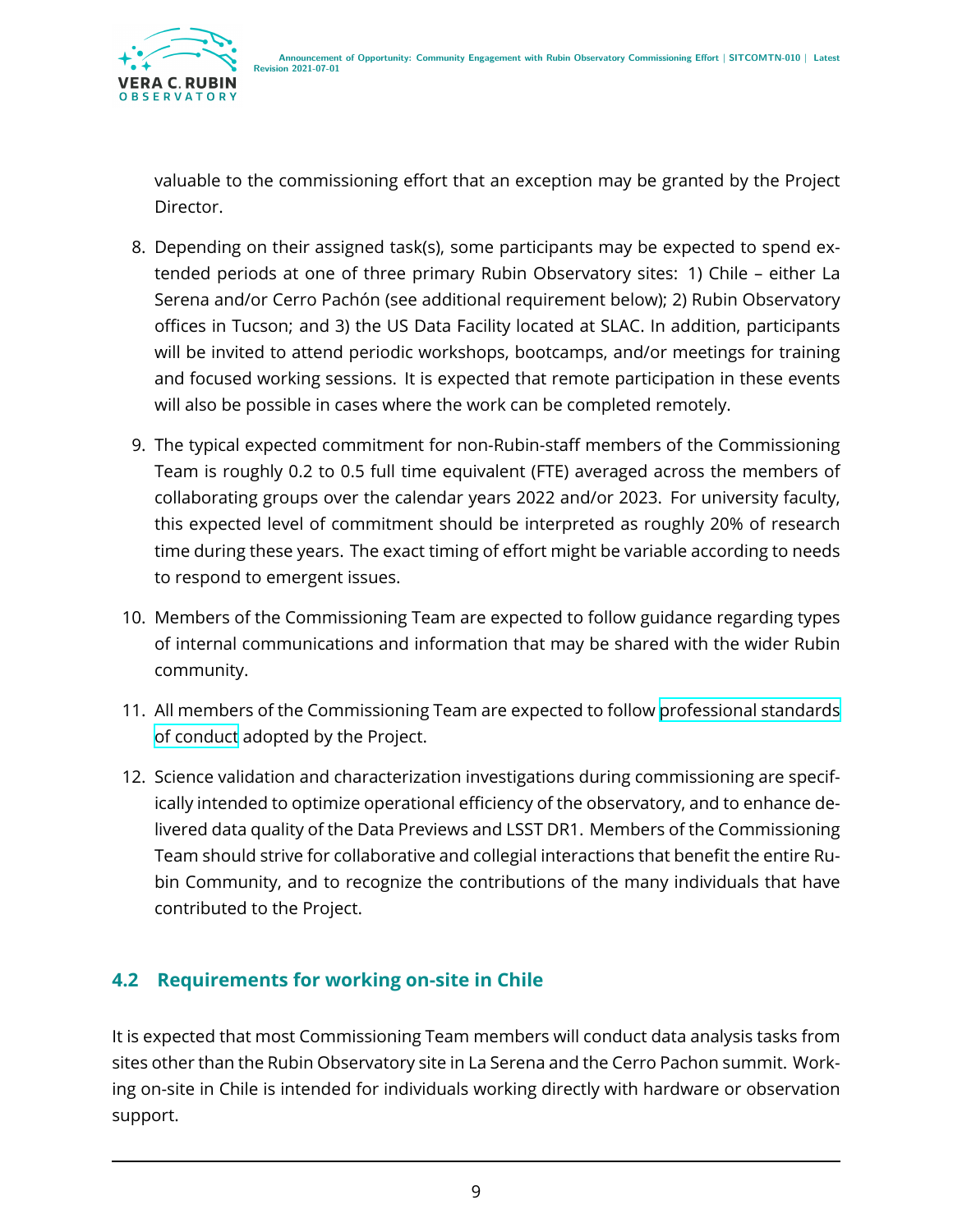valuable to the commissioning effort that an exception may be granted by the Project Director.

8. Depending on their assigned task(s), some participants may be expected to spend extended periods at one of three primary Rubin Observatory sites: 1) Chile – either La Serena and/or Cerro Pachón (see additional requirement below); 2) Rubin Observatory offices in Tucson; and 3) the US Data Facility located at SLAC. In addition, participants will be invited to attend periodic workshops, bootcamps, and/or meetings for training and focused working sessions. It is expected that remote participation in these events will also be possible in cases where the work can be completed remotely.

9. The typical expected commitment for non-Rubin-staff members of the Commissioning Team is roughly 0.2 to 0.5 full time equivalent (FTE) averaged across the members of collaborating groups over the calendar years 2022 and/or 2023. For university faculty, this expected level of commitment should be interpreted as roughly 20% of research time during these years. The exact timing of effort might be variable according to needs to respond to emergent issues.

10. Members of the Commissioning Team are expected to follow guidance regarding types of internal communications and information that may be shared with the wider Rubin community.

11. All members of the Commissioning Team are expected to follow professional standards of conduct adopted by the Project.

12. Science validation and characterization investigations during commissioning are specifically intended to optimize operational efficiency of the observatory, and to enhance delivered data quality of the Data Previews and LSST DR1. Members of the Commissioning Team should strive for collaborative and collegial interactions that benefit the entire Rubin Community, and to recognize the contributions of the many individuals that have contributed to the Project.

## 4.2 Requirements for working on-site in Chile

It is expected that most Commissioning Team members will conduct data analysis tasks from sites other than the Rubin Observatory site in La Serena and the Cerro Pachon summit. Working on-site in Chile is intended for individuals working directly with hardware or observation support.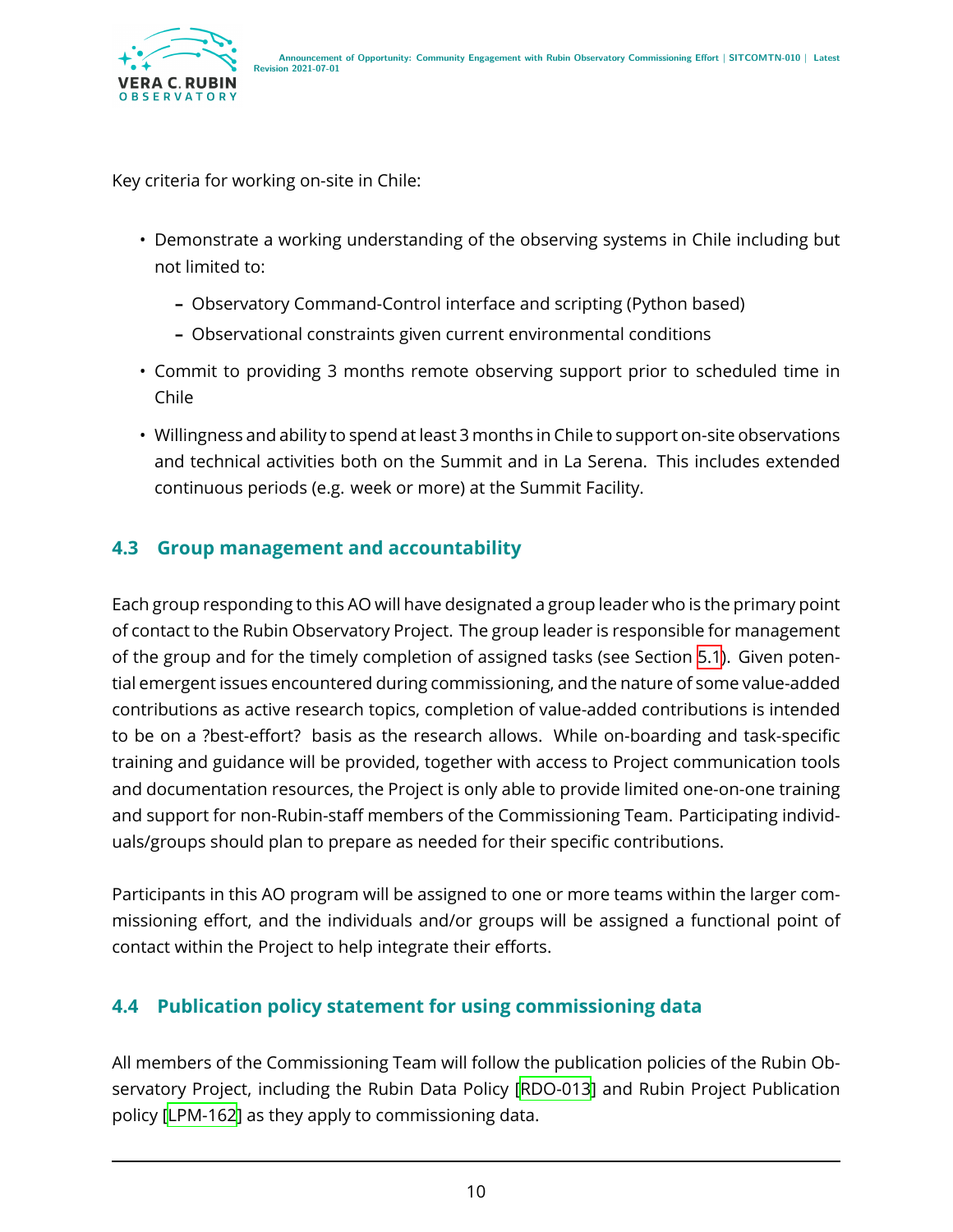Key criteria for working on-site in Chile:

- Demonstrate a working understanding of the observing systems in Chile including but not limited to:
  - Observatory Command-Control interface and scripting (Python based)
  - Observational constraints given current environmental conditions
- Commit to providing 3 months remote observing support prior to scheduled time in Chile
- Willingness and ability to spend at least 3 months in Chile to support on-site observations and technical activities both on the Summit and in La Serena. This includes extended continuous periods (e.g. week or more) at the Summit Facility.

### 4.3 Group management and accountability

Each group responding to this AO will have designated a group leader who is the primary point of contact to the Rubin Observatory Project. The group leader is responsible for management of the group and for the timely completion of assigned tasks (see Section 5.1). Given potential emergent issues encountered during commissioning, and the nature of some value-added contributions as active research topics, completion of value-added contributions is intended to be on a ?best-effort? basis as the research allows. While on-boarding and task-specific training and guidance will be provided, together with access to Project communication tools and documentation resources, the Project is only able to provide limited one-on-one training and support for non-Rubin-staff members of the Commissioning Team. Participating individuals/groups should plan to prepare as needed for their specific contributions.

Participants in this AO program will be assigned to one or more teams within the larger commissioning effort, and the individuals and/or groups will be assigned a functional point of contact within the Project to help integrate their efforts.

### 4.4 Publication policy statement for using commissioning data

All members of the Commissioning Team will follow the publication policies of the Rubin Observatory Project, including the Rubin Data Policy [RDO-013] and Rubin Project Publication policy [LPM-162] as they apply to commissioning data.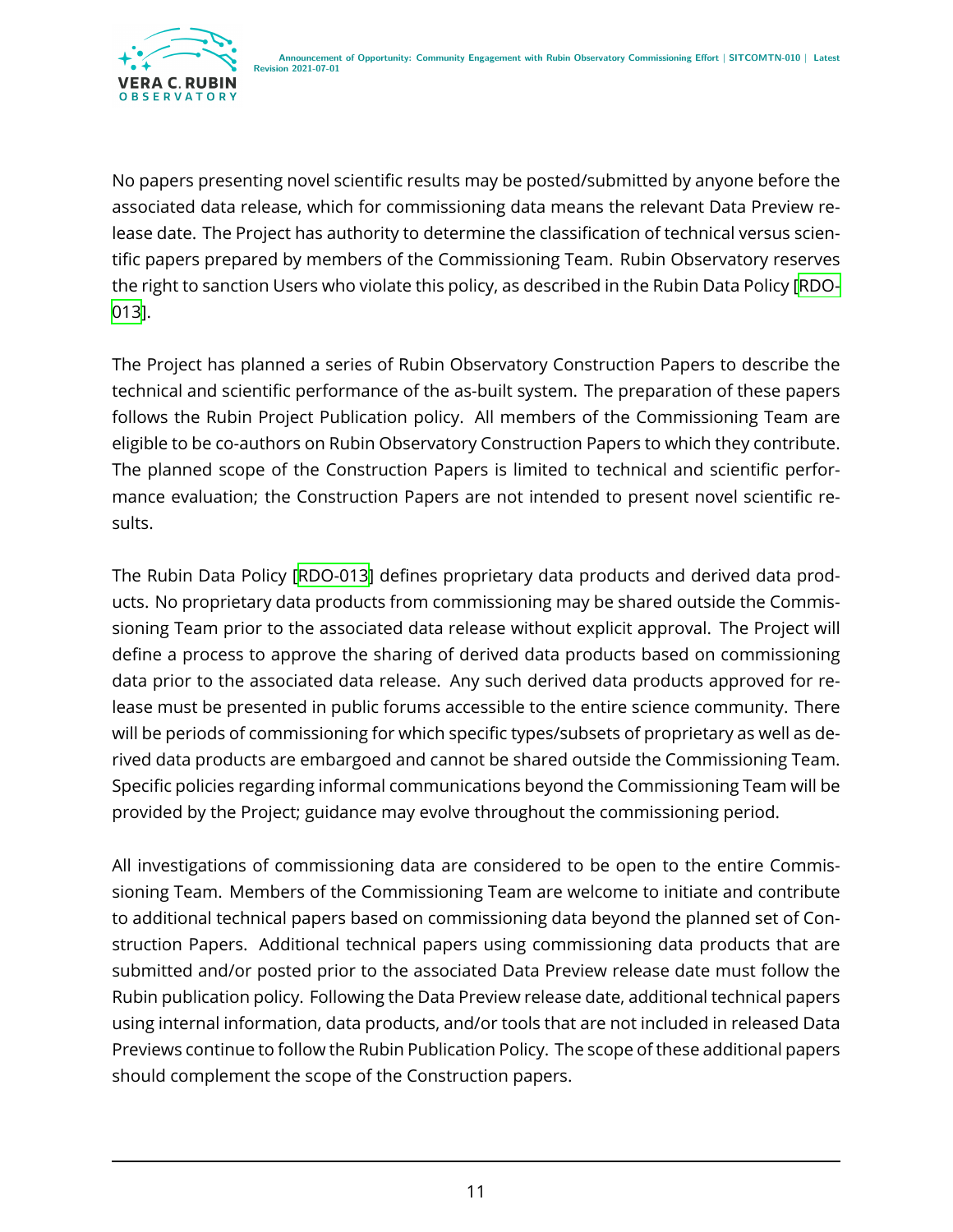No papers presenting novel scientific results may be posted/submitted by anyone before the associated data release, which for commissioning data means the relevant Data Preview release date. The Project has authority to determine the classification of technical versus scientific papers prepared by members of the Commissioning Team. Rubin Observatory reserves the right to sanction Users who violate this policy, as described in the Rubin Data Policy [RDO-013].

The Project has planned a series of Rubin Observatory Construction Papers to describe the technical and scientific performance of the as-built system. The preparation of these papers follows the Rubin Project Publication policy. All members of the Commissioning Team are eligible to be co-authors on Rubin Observatory Construction Papers to which they contribute. The planned scope of the Construction Papers is limited to technical and scientific performance evaluation; the Construction Papers are not intended to present novel scientific results.

The Rubin Data Policy [RDO-013] defines proprietary data products and derived data products. No proprietary data products from commissioning may be shared outside the Commissioning Team prior to the associated data release without explicit approval. The Project will define a process to approve the sharing of derived data products based on commissioning data prior to the associated data release. Any such derived data products approved for release must be presented in public forums accessible to the entire science community. There will be periods of commissioning for which specific types/subsets of proprietary as well as derived data products are embargoed and cannot be shared outside the Commissioning Team. Specific policies regarding informal communications beyond the Commissioning Team will be provided by the Project; guidance may evolve throughout the commissioning period.

All investigations of commissioning data are considered to be open to the entire Commissioning Team. Members of the Commissioning Team are welcome to initiate and contribute to additional technical papers based on commissioning data beyond the planned set of Construction Papers. Additional technical papers using commissioning data products that are submitted and/or posted prior to the associated Data Preview release date must follow the Rubin publication policy. Following the Data Preview release date, additional technical papers using internal information, data products, and/or tools that are not included in released Data Previews continue to follow the Rubin Publication Policy. The scope of these additional papers should complement the scope of the Construction papers.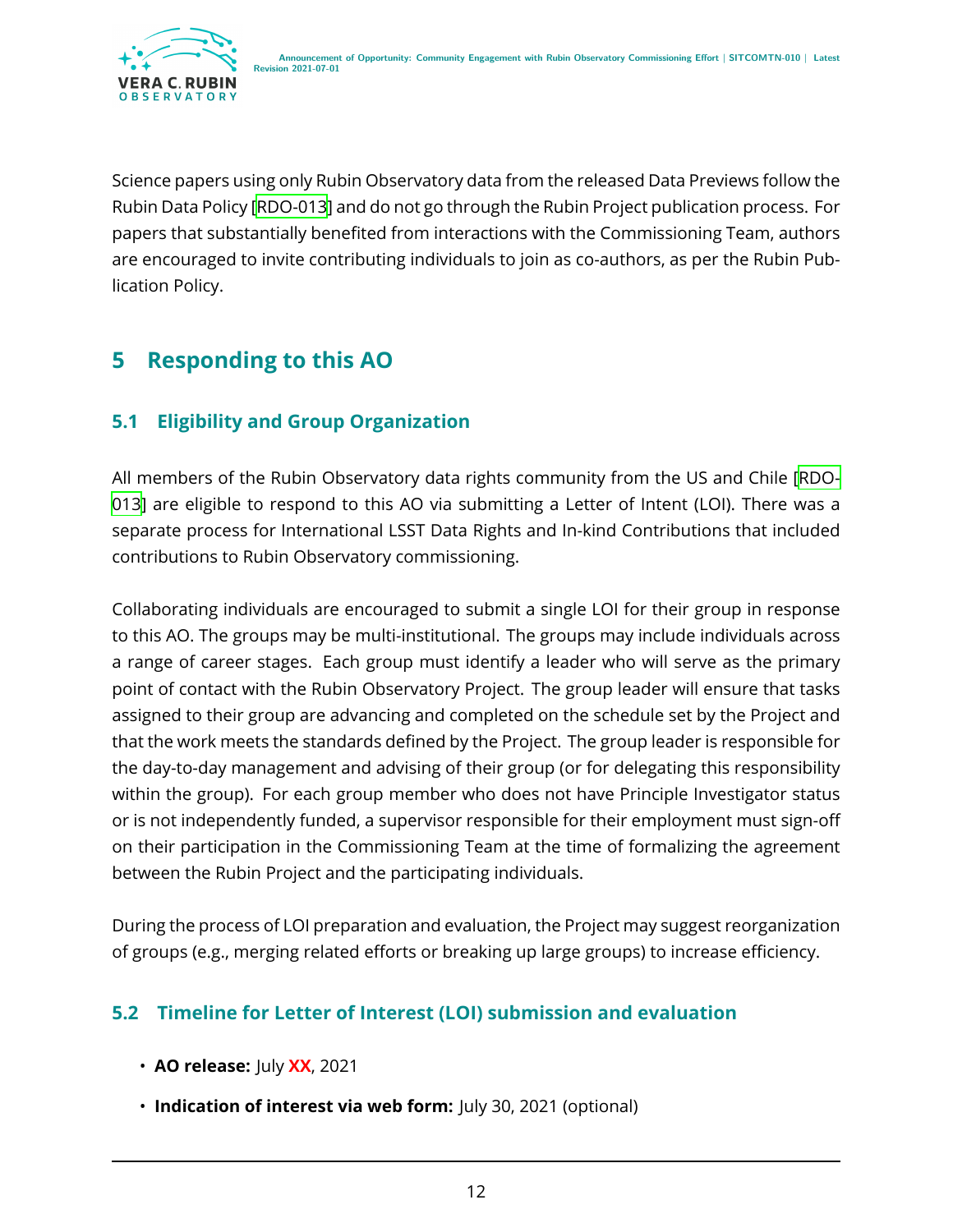Science papers using only Rubin Observatory data from the released Data Previews follow the Rubin Data Policy [RDO-013] and do not go through the Rubin Project publication process. For papers that substantially benefited from interactions with the Commissioning Team, authors are encouraged to invite contributing individuals to join as co-authors, as per the Rubin Publication Policy.

# 5 Responding to this AO

## 5.1 Eligibility and Group Organization

All members of the Rubin Observatory data rights community from the US and Chile [RDO-013] are eligible to respond to this AO via submitting a Letter of Intent (LOI). There was a separate process for International LSST Data Rights and In-kind Contributions that included contributions to Rubin Observatory commissioning.

Collaborating individuals are encouraged to submit a single LOI for their group in response to this AO. The groups may be multi-institutional. The groups may include individuals across a range of career stages. Each group must identify a leader who will serve as the primary point of contact with the Rubin Observatory Project. The group leader will ensure that tasks assigned to their group are advancing and completed on the schedule set by the Project and that the work meets the standards defined by the Project. The group leader is responsible for the day-to-day management and advising of their group (or for delegating this responsibility within the group). For each group member who does not have Principle Investigator status or is not independently funded, a supervisor responsible for their employment must sign-off on their participation in the Commissioning Team at the time of formalizing the agreement between the Rubin Project and the participating individuals.

During the process of LOI preparation and evaluation, the Project may suggest reorganization of groups (e.g., merging related efforts or breaking up large groups) to increase efficiency.

## 5.2 Timeline for Letter of Interest (LOI) submission and evaluation

- **AO release:** July **XX**, 2021
- **Indication of interest via web form:** July 30, 2021 (optional)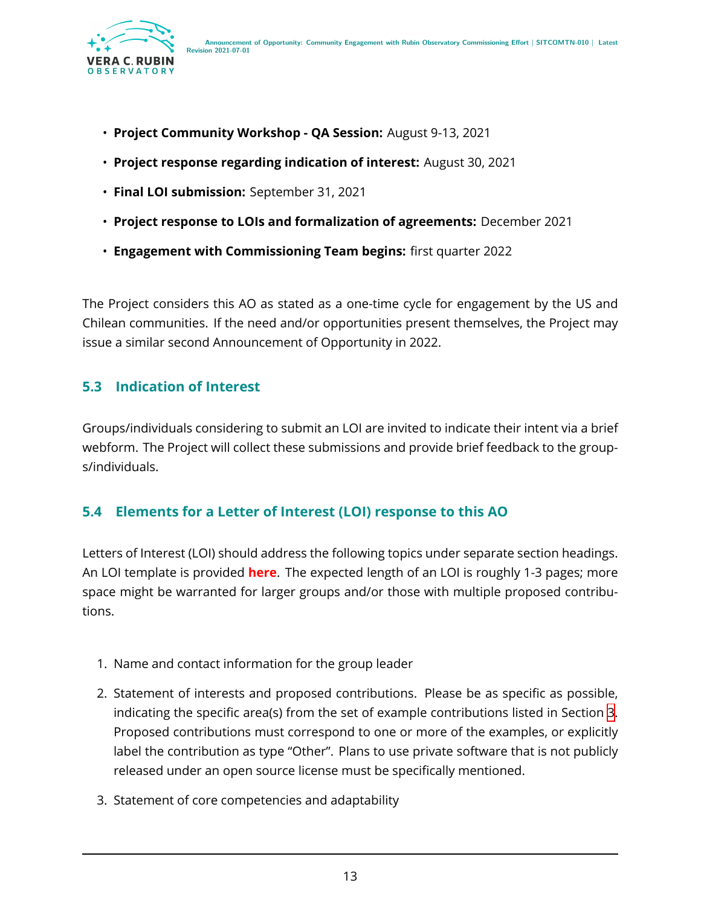- **Project Community Workshop - QA Session:** August 9-13, 2021
- **Project response regarding indication of interest:** August 30, 2021
- **Final LOI submission:** September 31, 2021
- **Project response to LOIs and formalization of agreements:** December 2021
- **Engagement with Commissioning Team begins:** first quarter 2022

The Project considers this AO as stated as a one-time cycle for engagement by the US and Chilean communities. If the need and/or opportunities present themselves, the Project may issue a similar second Announcement of Opportunity in 2022.

### 5.3 Indication of Interest

Groups/individuals considering to submit an LOI are invited to indicate their intent via a brief webform. The Project will collect these submissions and provide brief feedback to the groups/individuals.

### 5.4 Elements for a Letter of Interest (LOI) response to this AO

Letters of Interest (LOI) should address the following topics under separate section headings. An LOI template is provided **here**. The expected length of an LOI is roughly 1-3 pages; more space might be warranted for larger groups and/or those with multiple proposed contributions.

1. Name and contact information for the group leader
2. Statement of interests and proposed contributions. Please be as specific as possible, indicating the specific area(s) from the set of example contributions listed in Section 3. Proposed contributions must correspond to one or more of the examples, or explicitly label the contribution as type "Other". Plans to use private software that is not publicly released under an open source license must be specifically mentioned.
3. Statement of core competencies and adaptability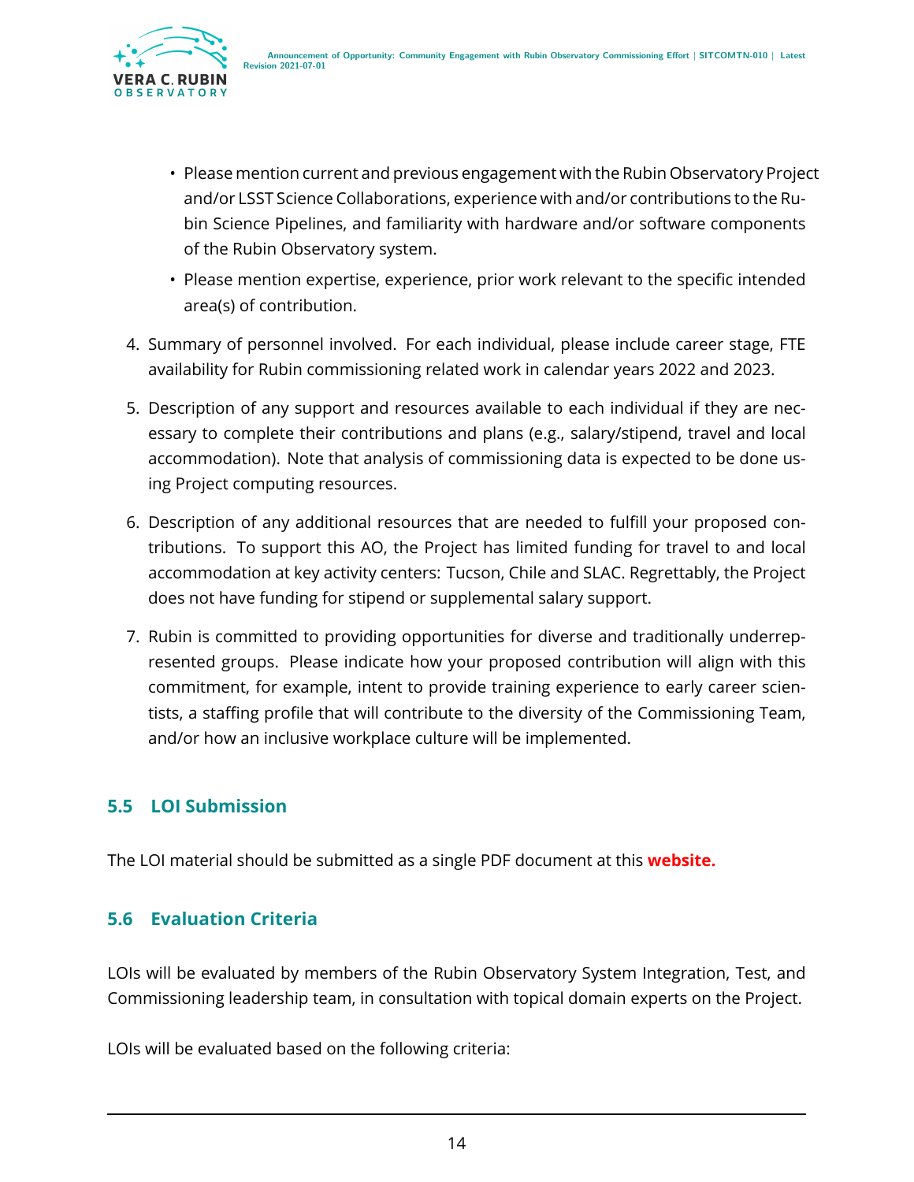- Please mention current and previous engagement with the Rubin Observatory Project and/or LSST Science Collaborations, experience with and/or contributions to the Rubin Science Pipelines, and familiarity with hardware and/or software components of the Rubin Observatory system.
- Please mention expertise, experience, prior work relevant to the specific intended area(s) of contribution.

4. Summary of personnel involved. For each individual, please include career stage, FTE availability for Rubin commissioning related work in calendar years 2022 and 2023.
5. Description of any support and resources available to each individual if they are necessary to complete their contributions and plans (e.g., salary/stipend, travel and local accommodation). Note that analysis of commissioning data is expected to be done using Project computing resources.
6. Description of any additional resources that are needed to fulfill your proposed contributions. To support this AO, the Project has limited funding for travel to and local accommodation at key activity centers: Tucson, Chile and SLAC. Regrettably, the Project does not have funding for stipend or supplemental salary support.
7. Rubin is committed to providing opportunities for diverse and traditionally underrepresented groups. Please indicate how your proposed contribution will align with this commitment, for example, intent to provide training experience to early career scientists, a staffing profile that will contribute to the diversity of the Commissioning Team, and/or how an inclusive workplace culture will be implemented.

## 5.5 LOI Submission

The LOI material should be submitted as a single PDF document at this **website.**

## 5.6 Evaluation Criteria

LOIs will be evaluated by members of the Rubin Observatory System Integration, Test, and Commissioning leadership team, in consultation with topical domain experts on the Project.

LOIs will be evaluated based on the following criteria: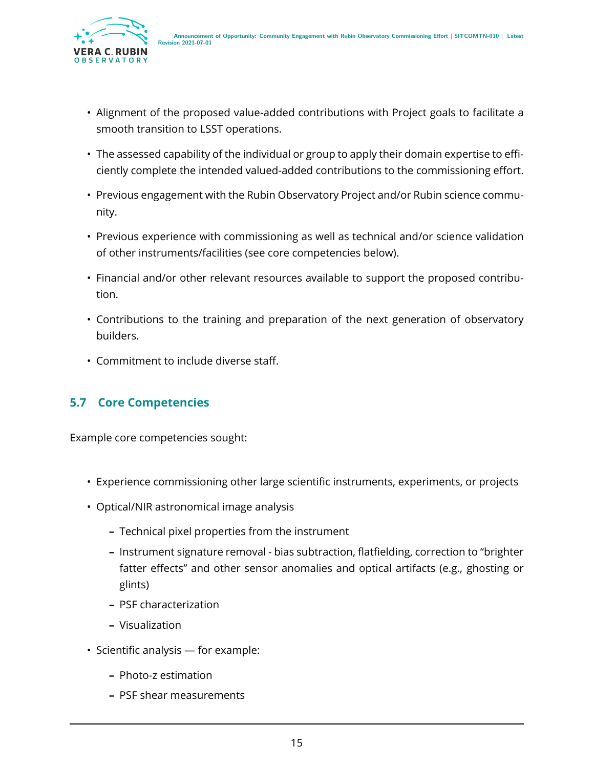- Alignment of the proposed value-added contributions with Project goals to facilitate a smooth transition to LSST operations.
- The assessed capability of the individual or group to apply their domain expertise to efficiently complete the intended valued-added contributions to the commissioning effort.
- Previous engagement with the Rubin Observatory Project and/or Rubin science community.
- Previous experience with commissioning as well as technical and/or science validation of other instruments/facilities (see core competencies below).
- Financial and/or other relevant resources available to support the proposed contribution.
- Contributions to the training and preparation of the next generation of observatory builders.
- Commitment to include diverse staff.

## 5.7 Core Competencies

Example core competencies sought:

- Experience commissioning other large scientific instruments, experiments, or projects
- Optical/NIR astronomical image analysis
  - Technical pixel properties from the instrument
  - Instrument signature removal - bias subtraction, flatfielding, correction to "brighter fatter effects" and other sensor anomalies and optical artifacts (e.g., ghosting or glints)
  - PSF characterization
  - Visualization
- Scientific analysis — for example:
  - Photo-z estimation
  - PSF shear measurements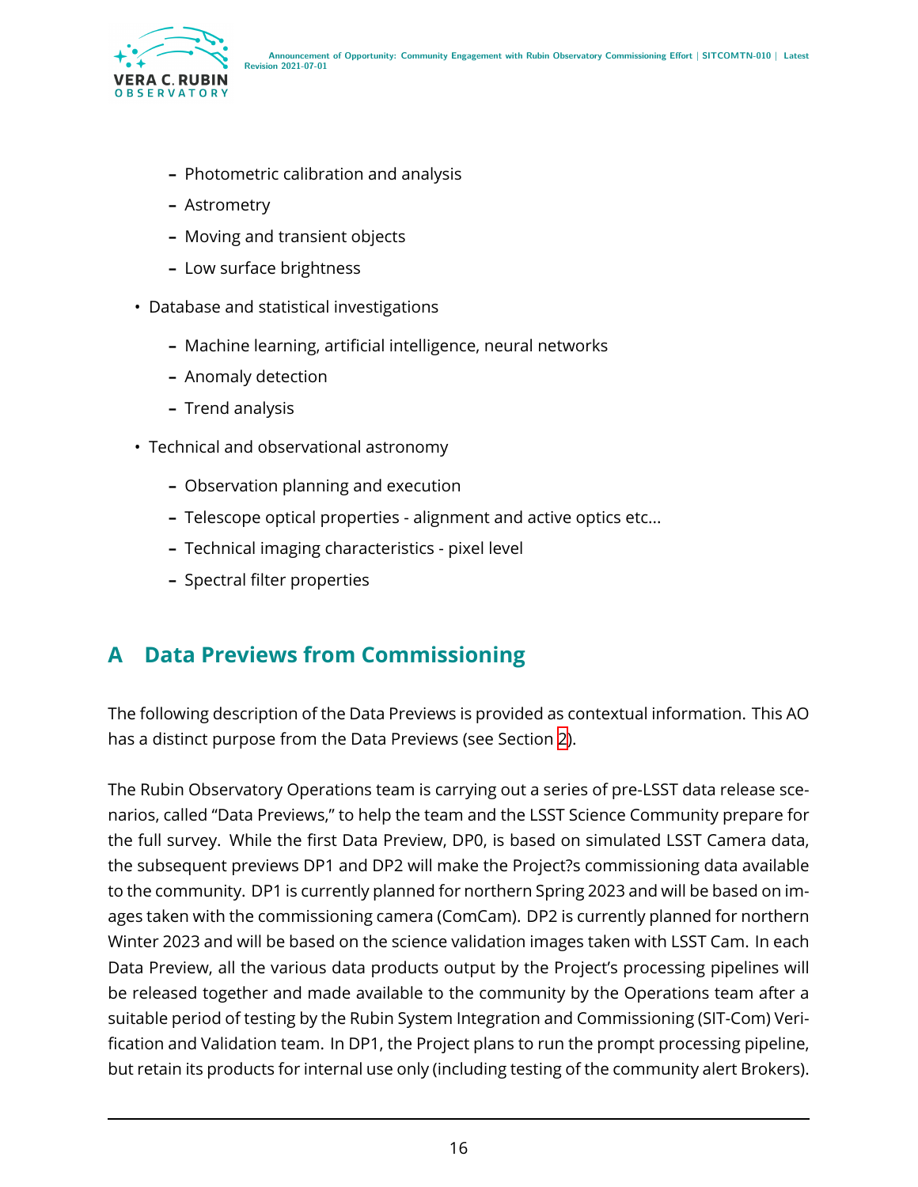- Photometric calibration and analysis
  - Astrometry
  - Moving and transient objects
  - Low surface brightness
- Database and statistical investigations
  - Machine learning, artificial intelligence, neural networks
  - Anomaly detection
  - Trend analysis
- Technical and observational astronomy
  - Observation planning and execution
  - Telescope optical properties - alignment and active optics etc...
  - Technical imaging characteristics - pixel level
  - Spectral filter properties

# A Data Previews from Commissioning

The following description of the Data Previews is provided as contextual information. This AO has a distinct purpose from the Data Previews (see Section 2).

The Rubin Observatory Operations team is carrying out a series of pre-LSST data release scenarios, called "Data Previews," to help the team and the LSST Science Community prepare for the full survey. While the first Data Preview, DP0, is based on simulated LSST Camera data, the subsequent previews DP1 and DP2 will make the Project?s commissioning data available to the community. DP1 is currently planned for northern Spring 2023 and will be based on images taken with the commissioning camera (ComCam). DP2 is currently planned for northern Winter 2023 and will be based on the science validation images taken with LSST Cam. In each Data Preview, all the various data products output by the Project's processing pipelines will be released together and made available to the community by the Operations team after a suitable period of testing by the Rubin System Integration and Commissioning (SIT-Com) Verification and Validation team. In DP1, the Project plans to run the prompt processing pipeline, but retain its products for internal use only (including testing of the community alert Brokers).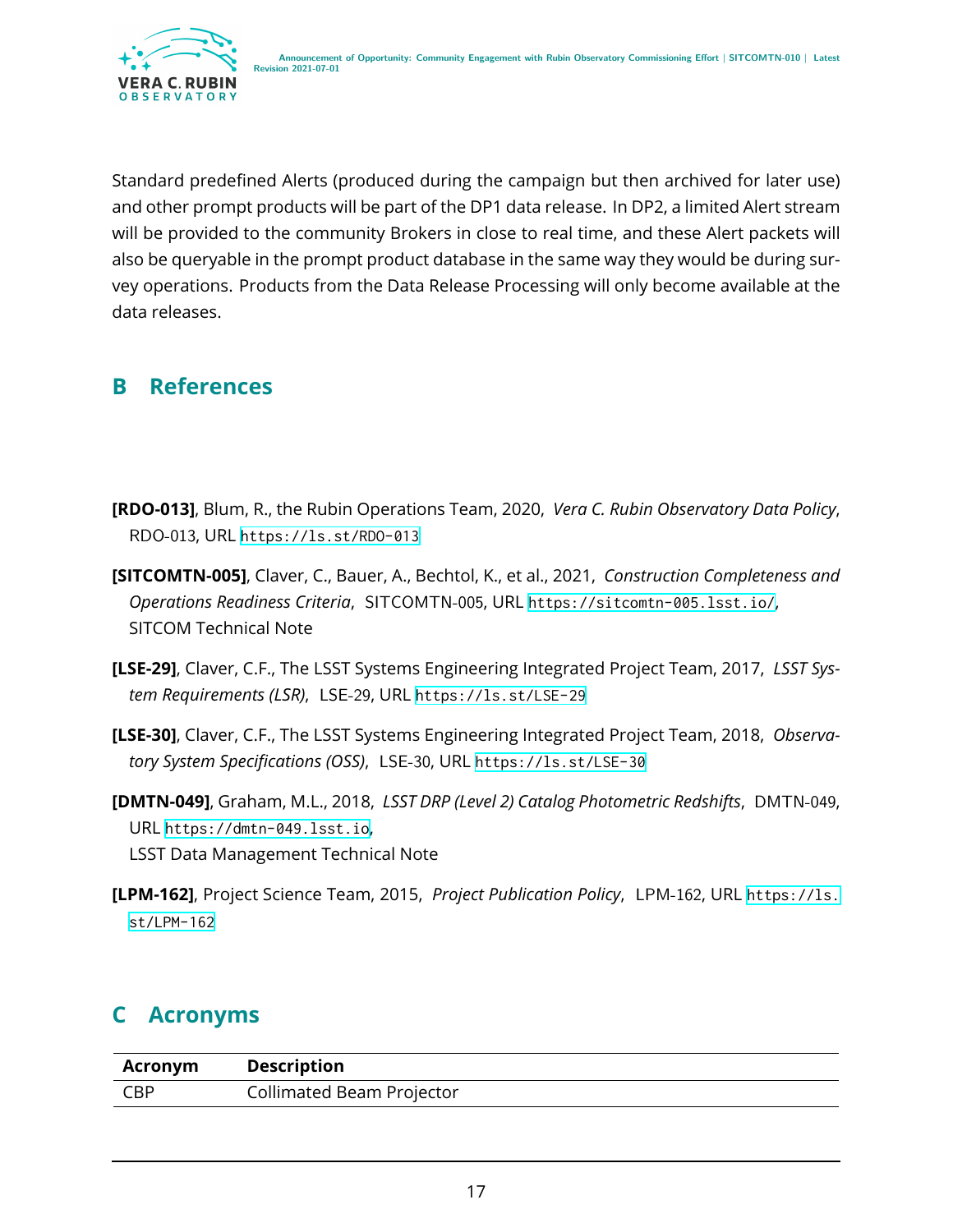Standard predefined Alerts (produced during the campaign but then archived for later use) and other prompt products will be part of the DP1 data release. In DP2, a limited Alert stream will be provided to the community Brokers in close to real time, and these Alert packets will also be queryable in the prompt product database in the same way they would be during survey operations. Products from the Data Release Processing will only become available at the data releases.

## B References

**[RDO-013]**, Blum, R., the Rubin Operations Team, 2020, *Vera C. Rubin Observatory Data Policy*, RDO-013, URL https://ls.st/RDO-013

**[SITCOMTN-005]**, Claver, C., Bauer, A., Bechtol, K., et al., 2021, *Construction Completeness and Operations Readiness Criteria*, SITCOMTN-005, URL https://sitcomtn-005.lsst.io/, SITCOM Technical Note

**[LSE-29]**, Claver, C.F., The LSST Systems Engineering Integrated Project Team, 2017, *LSST System Requirements (LSR)*, LSE-29, URL https://ls.st/LSE-29

**[LSE-30]**, Claver, C.F., The LSST Systems Engineering Integrated Project Team, 2018, *Observatory System Specifications (OSS)*, LSE-30, URL https://ls.st/LSE-30

**[DMTN-049]**, Graham, M.L., 2018, *LSST DRP (Level 2) Catalog Photometric Redshifts*, DMTN-049, URL https://dmtn-049.lsst.io, LSST Data Management Technical Note

**[LPM-162]**, Project Science Team, 2015, *Project Publication Policy*, LPM-162, URL https://ls.st/LPM-162

## C Acronyms

| Acronym | Description |
|---|---|
| CBP | Collimated Beam Projector |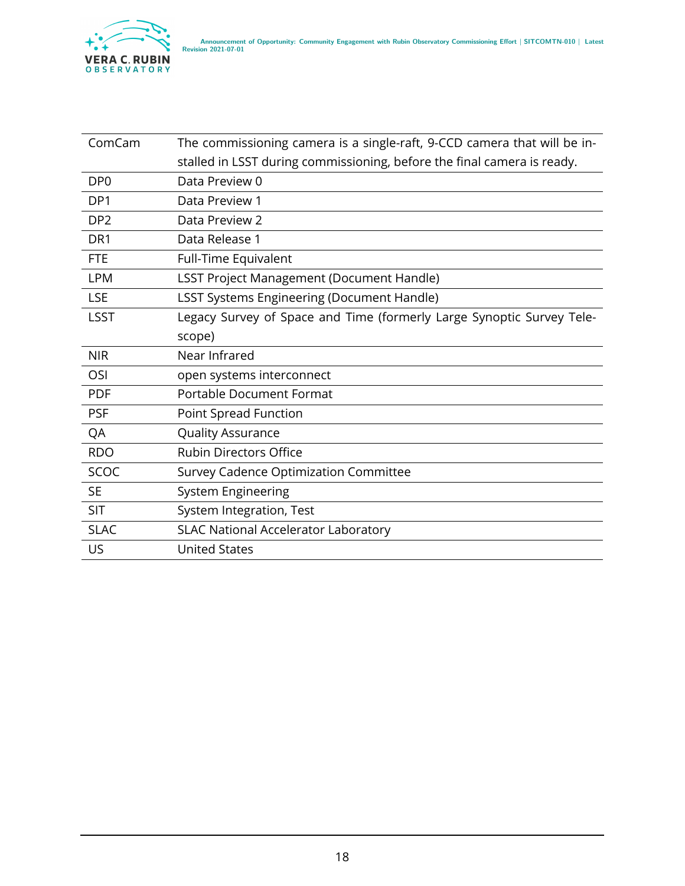| | |
|---|---|
| ComCam | The commissioning camera is a single-raft, 9-CCD camera that will be installed in LSST during commissioning, before the final camera is ready. |
| DP0 | Data Preview 0 |
| DP1 | Data Preview 1 |
| DP2 | Data Preview 2 |
| DR1 | Data Release 1 |
| FTE | Full-Time Equivalent |
| LPM | LSST Project Management (Document Handle) |
| LSE | LSST Systems Engineering (Document Handle) |
| LSST | Legacy Survey of Space and Time (formerly Large Synoptic Survey Telescope) |
| NIR | Near Infrared |
| OSI | open systems interconnect |
| PDF | Portable Document Format |
| PSF | Point Spread Function |
| QA | Quality Assurance |
| RDO | Rubin Directors Office |
| SCOC | Survey Cadence Optimization Committee |
| SE | System Engineering |
| SIT | System Integration, Test |
| SLAC | SLAC National Accelerator Laboratory |
| US | United States |